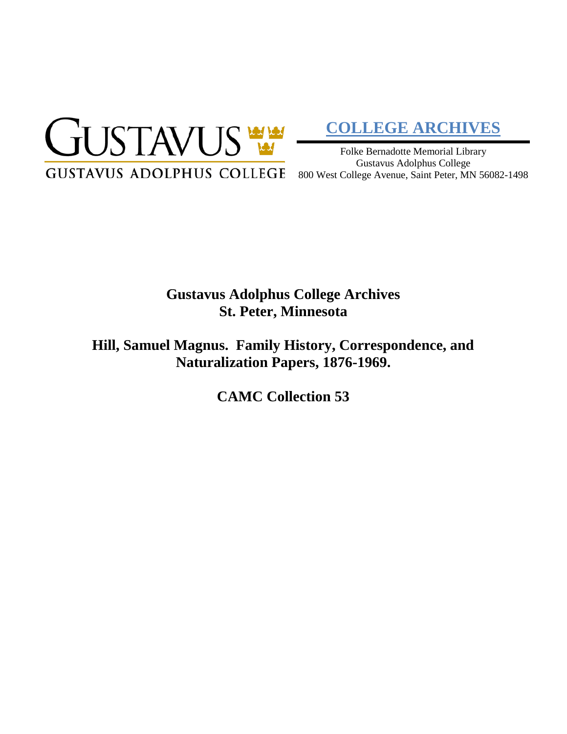GUSTAVUS
GUSTAVUS ADOLPHUS COLLEGE

**COLLEGE ARCHIVES**

Folke Bernadotte Memorial Library
Gustavus Adolphus College
800 West College Avenue, Saint Peter, MN 56082-1498

# Gustavus Adolphus College Archives
# St. Peter, Minnesota

## Hill, Samuel Magnus. Family History, Correspondence, and Naturalization Papers, 1876-1969.

## CAMC Collection 53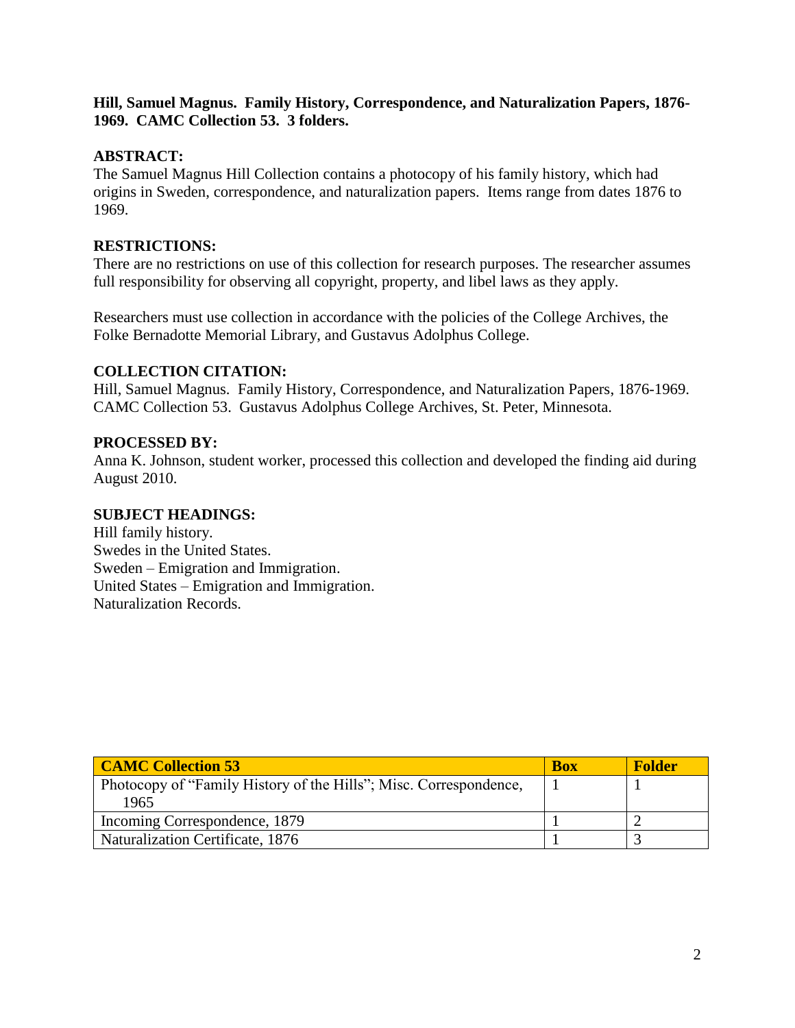**Hill, Samuel Magnus. Family History, Correspondence, and Naturalization Papers, 1876-1969. CAMC Collection 53. 3 folders.**

## ABSTRACT:

The Samuel Magnus Hill Collection contains a photocopy of his family history, which had origins in Sweden, correspondence, and naturalization papers. Items range from dates 1876 to 1969.

## RESTRICTIONS:

There are no restrictions on use of this collection for research purposes. The researcher assumes full responsibility for observing all copyright, property, and libel laws as they apply.

Researchers must use collection in accordance with the policies of the College Archives, the Folke Bernadotte Memorial Library, and Gustavus Adolphus College.

## COLLECTION CITATION:

Hill, Samuel Magnus. Family History, Correspondence, and Naturalization Papers, 1876-1969. CAMC Collection 53. Gustavus Adolphus College Archives, St. Peter, Minnesota.

## PROCESSED BY:

Anna K. Johnson, student worker, processed this collection and developed the finding aid during August 2010.

## SUBJECT HEADINGS:

Hill family history.
Swedes in the United States.
Sweden – Emigration and Immigration.
United States – Emigration and Immigration.
Naturalization Records.

| CAMC Collection 53 | Box | Folder |
| --- | --- | --- |
| Photocopy of "Family History of the Hills"; Misc. Correspondence, 1965 | 1 | 1 |
| Incoming Correspondence, 1879 | 1 | 2 |
| Naturalization Certificate, 1876 | 1 | 3 |